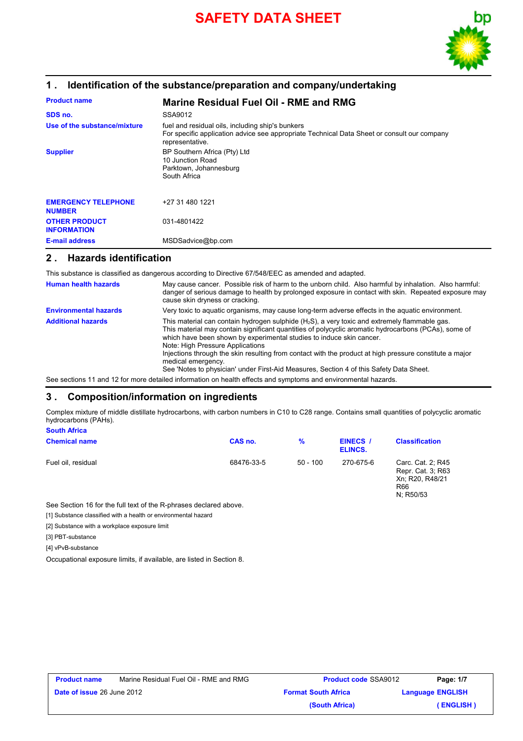# SAFETY DATA SHEET

## 1 . Identification of the substance/preparation and company/undertaking

**Product name** — **Marine Residual Fuel Oil - RME and RMG**

**SDS no.** — SSA9012

**Use of the substance/mixture** — fuel and residual oils, including ship's bunkers
For specific application advice see appropriate Technical Data Sheet or consult our company representative.

**Supplier** — BP Southern Africa (Pty) Ltd
10 Junction Road
Parktown, Johannesburg
South Africa

**EMERGENCY TELEPHONE NUMBER** — +27 31 480 1221

**OTHER PRODUCT INFORMATION** — 031-4801422

**E-mail address** — MSDSadvice@bp.com

## 2 . Hazards identification

This substance is classified as dangerous according to Directive 67/548/EEC as amended and adapted.

**Human health hazards** — May cause cancer. Possible risk of harm to the unborn child. Also harmful by inhalation. Also harmful: danger of serious damage to health by prolonged exposure in contact with skin. Repeated exposure may cause skin dryness or cracking.

**Environmental hazards** — Very toxic to aquatic organisms, may cause long-term adverse effects in the aquatic environment.

**Additional hazards** — This material can contain hydrogen sulphide ($H_2S$), a very toxic and extremely flammable gas.
This material may contain significant quantities of polycyclic aromatic hydrocarbons (PCAs), some of which have been shown by experimental studies to induce skin cancer.
Note: High Pressure Applications
Injections through the skin resulting from contact with the product at high pressure constitute a major medical emergency.
See 'Notes to physician' under First-Aid Measures, Section 4 of this Safety Data Sheet.

See sections 11 and 12 for more detailed information on health effects and symptoms and environmental hazards.

## 3 . Composition/information on ingredients

Complex mixture of middle distillate hydrocarbons, with carbon numbers in C10 to C28 range. Contains small quantities of polycyclic aromatic hydrocarbons (PAHs).

**South Africa**

| Chemical name | CAS no. | % | EINECS / ELINCS. | Classification |
|---|---|---|---|---|
| Fuel oil, residual | 68476-33-5 | 50 - 100 | 270-675-6 | Carc. Cat. 2; R45<br>Repr. Cat. 3; R63<br>Xn; R20, R48/21<br>R66<br>N; R50/53 |

See Section 16 for the full text of the R-phrases declared above.

[1] Substance classified with a health or environmental hazard

[2] Substance with a workplace exposure limit

[3] PBT-substance

[4] vPvB-substance

Occupational exposure limits, if available, are listed in Section 8.

| **Product name** Marine Residual Fuel Oil - RME and RMG | **Product code** SSA9012 | |
|---|---|---|
| **Date of issue** 26 June 2012 | **Format South Africa (South Africa)** | **Language ENGLISH ( ENGLISH )** |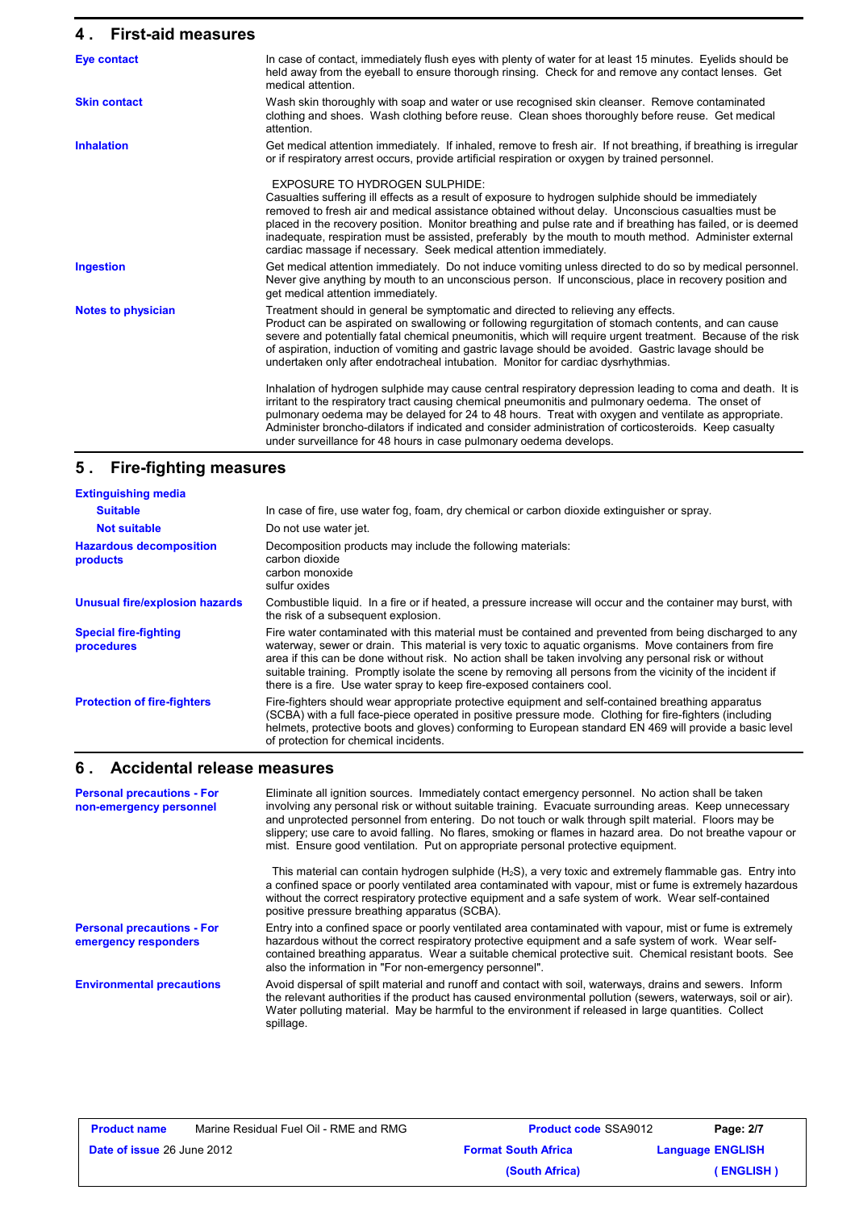## 4 . First-aid measures

**Eye contact**

In case of contact, immediately flush eyes with plenty of water for at least 15 minutes. Eyelids should be held away from the eyeball to ensure thorough rinsing. Check for and remove any contact lenses. Get medical attention.

**Skin contact**

Wash skin thoroughly with soap and water or use recognised skin cleanser. Remove contaminated clothing and shoes. Wash clothing before reuse. Clean shoes thoroughly before reuse. Get medical attention.

**Inhalation**

Get medical attention immediately. If inhaled, remove to fresh air. If not breathing, if breathing is irregular or if respiratory arrest occurs, provide artificial respiration or oxygen by trained personnel.

EXPOSURE TO HYDROGEN SULPHIDE:
Casualties suffering ill effects as a result of exposure to hydrogen sulphide should be immediately removed to fresh air and medical assistance obtained without delay. Unconscious casualties must be placed in the recovery position. Monitor breathing and pulse rate and if breathing has failed, or is deemed inadequate, respiration must be assisted, preferably by the mouth to mouth method. Administer external cardiac massage if necessary. Seek medical attention immediately.

**Ingestion**

Get medical attention immediately. Do not induce vomiting unless directed to do so by medical personnel. Never give anything by mouth to an unconscious person. If unconscious, place in recovery position and get medical attention immediately.

**Notes to physician**

Treatment should in general be symptomatic and directed to relieving any effects.
Product can be aspirated on swallowing or following regurgitation of stomach contents, and can cause severe and potentially fatal chemical pneumonitis, which will require urgent treatment. Because of the risk of aspiration, induction of vomiting and gastric lavage should be avoided. Gastric lavage should be undertaken only after endotracheal intubation. Monitor for cardiac dysrhythmias.

Inhalation of hydrogen sulphide may cause central respiratory depression leading to coma and death. It is irritant to the respiratory tract causing chemical pneumonitis and pulmonary oedema. The onset of pulmonary oedema may be delayed for 24 to 48 hours. Treat with oxygen and ventilate as appropriate. Administer broncho-dilators if indicated and consider administration of corticosteroids. Keep casualty under surveillance for 48 hours in case pulmonary oedema develops.

## 5 . Fire-fighting measures

**Extinguishing media**

**Suitable**

In case of fire, use water fog, foam, dry chemical or carbon dioxide extinguisher or spray.

**Not suitable**

Do not use water jet.

**Hazardous decomposition products**

Decomposition products may include the following materials:
carbon dioxide
carbon monoxide
sulfur oxides

**Unusual fire/explosion hazards**

Combustible liquid. In a fire or if heated, a pressure increase will occur and the container may burst, with the risk of a subsequent explosion.

**Special fire-fighting procedures**

Fire water contaminated with this material must be contained and prevented from being discharged to any waterway, sewer or drain. This material is very toxic to aquatic organisms. Move containers from fire area if this can be done without risk. No action shall be taken involving any personal risk or without suitable training. Promptly isolate the scene by removing all persons from the vicinity of the incident if there is a fire. Use water spray to keep fire-exposed containers cool.

**Protection of fire-fighters**

Fire-fighters should wear appropriate protective equipment and self-contained breathing apparatus (SCBA) with a full face-piece operated in positive pressure mode. Clothing for fire-fighters (including helmets, protective boots and gloves) conforming to European standard EN 469 will provide a basic level of protection for chemical incidents.

## 6 . Accidental release measures

**Personal precautions - For non-emergency personnel**

Eliminate all ignition sources. Immediately contact emergency personnel. No action shall be taken involving any personal risk or without suitable training. Evacuate surrounding areas. Keep unnecessary and unprotected personnel from entering. Do not touch or walk through spilt material. Floors may be slippery; use care to avoid falling. No flares, smoking or flames in hazard area. Do not breathe vapour or mist. Ensure good ventilation. Put on appropriate personal protective equipment.

This material can contain hydrogen sulphide ($H_2S$), a very toxic and extremely flammable gas. Entry into a confined space or poorly ventilated area contaminated with vapour, mist or fume is extremely hazardous without the correct respiratory protective equipment and a safe system of work. Wear self-contained positive pressure breathing apparatus (SCBA).

**Personal precautions - For emergency responders**

Entry into a confined space or poorly ventilated area contaminated with vapour, mist or fume is extremely hazardous without the correct respiratory protective equipment and a safe system of work. Wear self-contained breathing apparatus. Wear a suitable chemical protective suit. Chemical resistant boots. See also the information in "For non-emergency personnel".

**Environmental precautions**

Avoid dispersal of spilt material and runoff and contact with soil, waterways, drains and sewers. Inform the relevant authorities if the product has caused environmental pollution (sewers, waterways, soil or air). Water polluting material. May be harmful to the environment if released in large quantities. Collect spillage.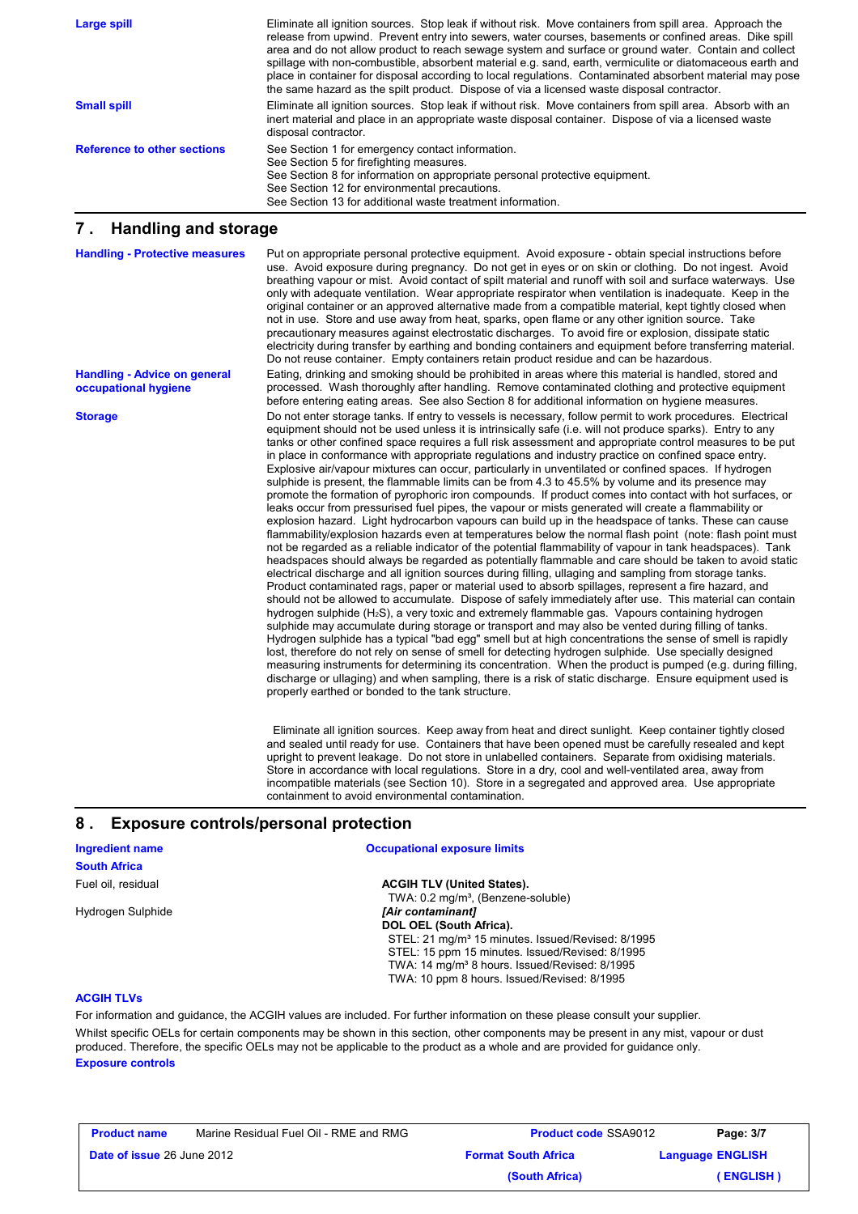| | |
|---|---|
| **Large spill** | Eliminate all ignition sources. Stop leak if without risk. Move containers from spill area. Approach the release from upwind. Prevent entry into sewers, water courses, basements or confined areas. Dike spill area and do not allow product to reach sewage system and surface or ground water. Contain and collect spillage with non-combustible, absorbent material e.g. sand, earth, vermiculite or diatomaceous earth and place in container for disposal according to local regulations. Contaminated absorbent material may pose the same hazard as the spilt product. Dispose of via a licensed waste disposal contractor. |
| **Small spill** | Eliminate all ignition sources. Stop leak if without risk. Move containers from spill area. Absorb with an inert material and place in an appropriate waste disposal container. Dispose of via a licensed waste disposal contractor. |
| **Reference to other sections** | See Section 1 for emergency contact information.<br>See Section 5 for firefighting measures.<br>See Section 8 for information on appropriate personal protective equipment.<br>See Section 12 for environmental precautions.<br>See Section 13 for additional waste treatment information. |

## 7 . Handling and storage

| | |
|---|---|
| **Handling - Protective measures** | Put on appropriate personal protective equipment. Avoid exposure - obtain special instructions before use. Avoid exposure during pregnancy. Do not get in eyes or on skin or clothing. Do not ingest. Avoid breathing vapour or mist. Avoid contact of spilt material and runoff with soil and surface waterways. Use only with adequate ventilation. Wear appropriate respirator when ventilation is inadequate. Keep in the original container or an approved alternative made from a compatible material, kept tightly closed when not in use. Store and use away from heat, sparks, open flame or any other ignition source. Take precautionary measures against electrostatic discharges. To avoid fire or explosion, dissipate static electricity during transfer by earthing and bonding containers and equipment before transferring material. Do not reuse container. Empty containers retain product residue and can be hazardous. |
| **Handling - Advice on general occupational hygiene** | Eating, drinking and smoking should be prohibited in areas where this material is handled, stored and processed. Wash thoroughly after handling. Remove contaminated clothing and protective equipment before entering eating areas. See also Section 8 for additional information on hygiene measures. |
| **Storage** | Do not enter storage tanks. If entry to vessels is necessary, follow permit to work procedures. Electrical equipment should not be used unless it is intrinsically safe (i.e. will not produce sparks). Entry to any tanks or other confined space requires a full risk assessment and appropriate control measures to be put in place in conformance with appropriate regulations and industry practice on confined space entry. Explosive air/vapour mixtures can occur, particularly in unventilated or confined spaces. If hydrogen sulphide is present, the flammable limits can be from 4.3 to 45.5% by volume and its presence may promote the formation of pyrophoric iron compounds. If product comes into contact with hot surfaces, or leaks occur from pressurised fuel pipes, the vapour or mists generated will create a flammability or explosion hazard. Light hydrocarbon vapours can build up in the headspace of tanks. These can cause flammability/explosion hazards even at temperatures below the normal flash point (note: flash point must not be regarded as a reliable indicator of the potential flammability of vapour in tank headspaces). Tank headspaces should always be regarded as potentially flammable and care should be taken to avoid static electrical discharge and all ignition sources during filling, ullaging and sampling from storage tanks. Product contaminated rags, paper or material used to absorb spillages, represent a fire hazard, and should not be allowed to accumulate. Dispose of safely immediately after use. This material can contain hydrogen sulphide ($H_2S$), a very toxic and extremely flammable gas. Vapours containing hydrogen sulphide may accumulate during storage or transport and may also be vented during filling of tanks. Hydrogen sulphide has a typical "bad egg" smell but at high concentrations the sense of smell is rapidly lost, therefore do not rely on sense of smell for detecting hydrogen sulphide. Use specially designed measuring instruments for determining its concentration. When the product is pumped (e.g. during filling, discharge or ullaging) and when sampling, there is a risk of static discharge. Ensure equipment used is properly earthed or bonded to the tank structure.<br><br>Eliminate all ignition sources. Keep away from heat and direct sunlight. Keep container tightly closed and sealed until ready for use. Containers that have been opened must be carefully resealed and kept upright to prevent leakage. Do not store in unlabelled containers. Separate from oxidising materials. Store in accordance with local regulations. Store in a dry, cool and well-ventilated area, away from incompatible materials (see Section 10). Store in a segregated and approved area. Use appropriate containment to avoid environmental contamination. |

## 8 . Exposure controls/personal protection

| Ingredient name | Occupational exposure limits |
|---|---|
| **South Africa** | |
| Fuel oil, residual | **ACGIH TLV (United States).**<br>TWA: 0.2 mg/m³, (Benzene-soluble) |
| Hydrogen Sulphide | ***[Air contaminant]***<br>**DOL OEL (South Africa).**<br>STEL: 21 mg/m³ 15 minutes. Issued/Revised: 8/1995<br>STEL: 15 ppm 15 minutes. Issued/Revised: 8/1995<br>TWA: 14 mg/m³ 8 hours. Issued/Revised: 8/1995<br>TWA: 10 ppm 8 hours. Issued/Revised: 8/1995 |

**ACGIH TLVs**

For information and guidance, the ACGIH values are included. For further information on these please consult your supplier.

Whilst specific OELs for certain components may be shown in this section, other components may be present in any mist, vapour or dust produced. Therefore, the specific OELs may not be applicable to the product as a whole and are provided for guidance only.

**Exposure controls**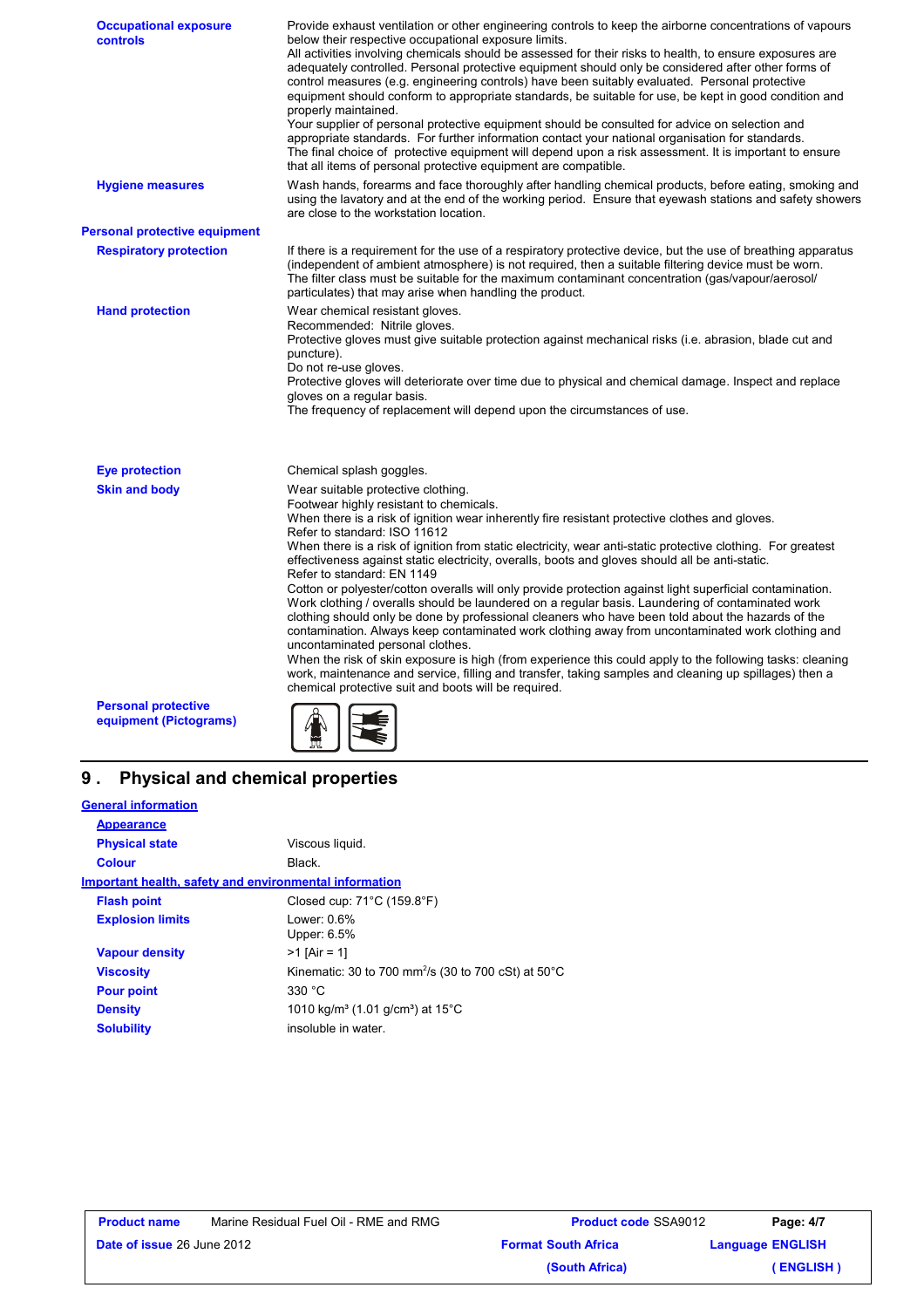**Occupational exposure controls**

Provide exhaust ventilation or other engineering controls to keep the airborne concentrations of vapours below their respective occupational exposure limits.
All activities involving chemicals should be assessed for their risks to health, to ensure exposures are adequately controlled. Personal protective equipment should only be considered after other forms of control measures (e.g. engineering controls) have been suitably evaluated. Personal protective equipment should conform to appropriate standards, be suitable for use, be kept in good condition and properly maintained.
Your supplier of personal protective equipment should be consulted for advice on selection and appropriate standards. For further information contact your national organisation for standards.
The final choice of protective equipment will depend upon a risk assessment. It is important to ensure that all items of personal protective equipment are compatible.

**Hygiene measures**

Wash hands, forearms and face thoroughly after handling chemical products, before eating, smoking and using the lavatory and at the end of the working period. Ensure that eyewash stations and safety showers are close to the workstation location.

**Personal protective equipment**

**Respiratory protection**

If there is a requirement for the use of a respiratory protective device, but the use of breathing apparatus (independent of ambient atmosphere) is not required, then a suitable filtering device must be worn.
The filter class must be suitable for the maximum contaminant concentration (gas/vapour/aerosol/particulates) that may arise when handling the product.

**Hand protection**

Wear chemical resistant gloves.
Recommended: Nitrile gloves.
Protective gloves must give suitable protection against mechanical risks (i.e. abrasion, blade cut and puncture).
Do not re-use gloves.
Protective gloves will deteriorate over time due to physical and chemical damage. Inspect and replace gloves on a regular basis.
The frequency of replacement will depend upon the circumstances of use.

**Eye protection**

Chemical splash goggles.

**Skin and body**

Wear suitable protective clothing.
Footwear highly resistant to chemicals.
When there is a risk of ignition wear inherently fire resistant protective clothes and gloves.
Refer to standard: ISO 11612
When there is a risk of ignition from static electricity, wear anti-static protective clothing. For greatest effectiveness against static electricity, overalls, boots and gloves should all be anti-static.
Refer to standard: EN 1149
Cotton or polyester/cotton overalls will only provide protection against light superficial contamination.
Work clothing / overalls should be laundered on a regular basis. Laundering of contaminated work clothing should only be done by professional cleaners who have been told about the hazards of the contamination. Always keep contaminated work clothing away from uncontaminated work clothing and uncontaminated personal clothes.
When the risk of skin exposure is high (from experience this could apply to the following tasks: cleaning work, maintenance and service, filling and transfer, taking samples and cleaning up spillages) then a chemical protective suit and boots will be required.

**Personal protective equipment (Pictograms)**

## 9. Physical and chemical properties

**General information**

**Appearance**

| | |
|---|---|
| **Physical state** | Viscous liquid. |
| **Colour** | Black. |

**Important health, safety and environmental information**

| | |
|---|---|
| **Flash point** | Closed cup: 71°C (159.8°F) |
| **Explosion limits** | Lower: 0.6%<br>Upper: 6.5% |
| **Vapour density** | >1 [Air = 1] |
| **Viscosity** | Kinematic: 30 to 700 $mm^2/s$ (30 to 700 cSt) at 50°C |
| **Pour point** | 330 °C |
| **Density** | 1010 $kg/m^3$ (1.01 $g/cm^3$) at 15°C |
| **Solubility** | insoluble in water. |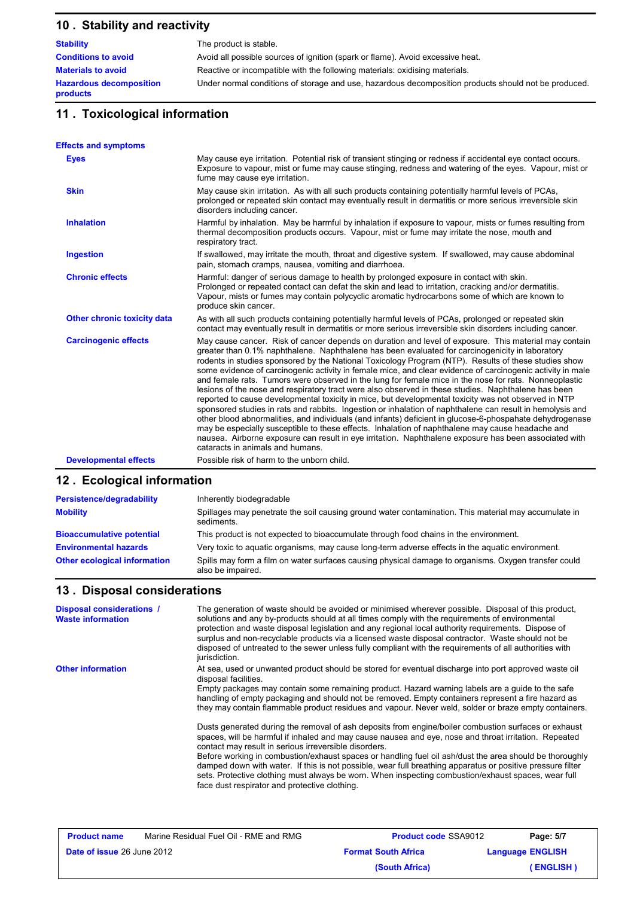## 10 . Stability and reactivity

| | |
|---|---|
| **Stability** | The product is stable. |
| **Conditions to avoid** | Avoid all possible sources of ignition (spark or flame). Avoid excessive heat. |
| **Materials to avoid** | Reactive or incompatible with the following materials: oxidising materials. |
| **Hazardous decomposition products** | Under normal conditions of storage and use, hazardous decomposition products should not be produced. |

## 11 . Toxicological information

**Effects and symptoms**

| | |
|---|---|
| **Eyes** | May cause eye irritation. Potential risk of transient stinging or redness if accidental eye contact occurs. Exposure to vapour, mist or fume may cause stinging, redness and watering of the eyes. Vapour, mist or fume may cause eye irritation. |
| **Skin** | May cause skin irritation. As with all such products containing potentially harmful levels of PCAs, prolonged or repeated skin contact may eventually result in dermatitis or more serious irreversible skin disorders including cancer. |
| **Inhalation** | Harmful by inhalation. May be harmful by inhalation if exposure to vapour, mists or fumes resulting from thermal decomposition products occurs. Vapour, mist or fume may irritate the nose, mouth and respiratory tract. |
| **Ingestion** | If swallowed, may irritate the mouth, throat and digestive system. If swallowed, may cause abdominal pain, stomach cramps, nausea, vomiting and diarrhoea. |
| **Chronic effects** | Harmful: danger of serious damage to health by prolonged exposure in contact with skin. Prolonged or repeated contact can defat the skin and lead to irritation, cracking and/or dermatitis. Vapour, mists or fumes may contain polycyclic aromatic hydrocarbons some of which are known to produce skin cancer. |
| **Other chronic toxicity data** | As with all such products containing potentially harmful levels of PCAs, prolonged or repeated skin contact may eventually result in dermatitis or more serious irreversible skin disorders including cancer. |
| **Carcinogenic effects** | May cause cancer. Risk of cancer depends on duration and level of exposure. This material may contain greater than 0.1% naphthalene. Naphthalene has been evaluated for carcinogenicity in laboratory rodents in studies sponsored by the National Toxicology Program (NTP). Results of these studies show some evidence of carcinogenic activity in female mice, and clear evidence of carcinogenic activity in male and female rats. Tumors were observed in the lung for female mice in the nose for rats. Nonneoplastic lesions of the nose and respiratory tract were also observed in these studies. Naphthalene has been reported to cause developmental toxicity in mice, but developmental toxicity was not observed in NTP sponsored studies in rats and rabbits. Ingestion or inhalation of naphthalene can result in hemolysis and other blood abnormalities, and individuals (and infants) deficient in glucose-6-phospahate dehydrogenase may be especially susceptible to these effects. Inhalation of naphthalene may cause headache and nausea. Airborne exposure can result in eye irritation. Naphthalene exposure has been associated with cataracts in animals and humans. |
| **Developmental effects** | Possible risk of harm to the unborn child. |

## 12 . Ecological information

| | |
|---|---|
| **Persistence/degradability** | Inherently biodegradable |
| **Mobility** | Spillages may penetrate the soil causing ground water contamination. This material may accumulate in sediments. |
| **Bioaccumulative potential** | This product is not expected to bioaccumulate through food chains in the environment. |
| **Environmental hazards** | Very toxic to aquatic organisms, may cause long-term adverse effects in the aquatic environment. |
| **Other ecological information** | Spills may form a film on water surfaces causing physical damage to organisms. Oxygen transfer could also be impaired. |

## 13 . Disposal considerations

| | |
|---|---|
| **Disposal considerations / Waste information** | The generation of waste should be avoided or minimised wherever possible. Disposal of this product, solutions and any by-products should at all times comply with the requirements of environmental protection and waste disposal legislation and any regional local authority requirements. Dispose of surplus and non-recyclable products via a licensed waste disposal contractor. Waste should not be disposed of untreated to the sewer unless fully compliant with the requirements of all authorities with jurisdiction. |
| **Other information** | At sea, used or unwanted product should be stored for eventual discharge into port approved waste oil disposal facilities. Empty packages may contain some remaining product. Hazard warning labels are a guide to the safe handling of empty packaging and should not be removed. Empty containers represent a fire hazard as they may contain flammable product residues and vapour. Never weld, solder or braze empty containers. Dusts generated during the removal of ash deposits from engine/boiler combustion surfaces or exhaust spaces, will be harmful if inhaled and may cause nausea and eye, nose and throat irritation. Repeated contact may result in serious irreversible disorders. Before working in combustion/exhaust spaces or handling fuel oil ash/dust the area should be thoroughly damped down with water. If this is not possible, wear full breathing apparatus or positive pressure filter sets. Protective clothing must always be worn. When inspecting combustion/exhaust spaces, wear full face dust respirator and protective clothing. |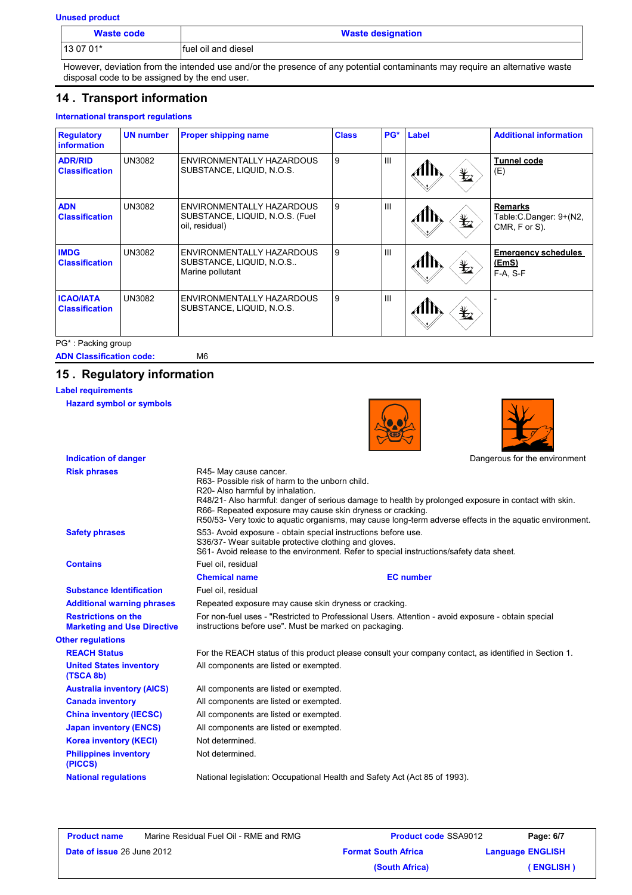**Unused product**

| Waste code | Waste designation |
|---|---|
| 13 07 01* | fuel oil and diesel |

However, deviation from the intended use and/or the presence of any potential contaminants may require an alternative waste disposal code to be assigned by the end user.

## 14 . Transport information

**International transport regulations**

| Regulatory information | UN number | Proper shipping name | Class | PG* | Label | Additional information |
|---|---|---|---|---|---|---|
| **ADR/RID Classification** | UN3082 | ENVIRONMENTALLY HAZARDOUS SUBSTANCE, LIQUID, N.O.S. | 9 | III | | **Tunnel code** (E) |
| **ADN Classification** | UN3082 | ENVIRONMENTALLY HAZARDOUS SUBSTANCE, LIQUID, N.O.S. (Fuel oil, residual) | 9 | III | | **Remarks** Table:C.Danger: 9+(N2, CMR, F or S). |
| **IMDG Classification** | UN3082 | ENVIRONMENTALLY HAZARDOUS SUBSTANCE, LIQUID, N.O.S.. Marine pollutant | 9 | III | | **Emergency schedules (EmS)** F-A, S-F |
| **ICAO/IATA Classification** | UN3082 | ENVIRONMENTALLY HAZARDOUS SUBSTANCE, LIQUID, N.O.S. | 9 | III | | - |

PG* : Packing group

**ADN Classification code:** M6

## 15 . Regulatory information

**Label requirements**

**Hazard symbol or symbols**

**Indication of danger**

Dangerous for the environment

**Risk phrases**
R45- May cause cancer.
R63- Possible risk of harm to the unborn child.
R20- Also harmful by inhalation.
R48/21- Also harmful: danger of serious damage to health by prolonged exposure in contact with skin.
R66- Repeated exposure may cause skin dryness or cracking.
R50/53- Very toxic to aquatic organisms, may cause long-term adverse effects in the aquatic environment.

**Safety phrases**
S53- Avoid exposure - obtain special instructions before use.
S36/37- Wear suitable protective clothing and gloves.
S61- Avoid release to the environment. Refer to special instructions/safety data sheet.

**Contains**
Fuel oil, residual

| | Chemical name | EC number |
|---|---|---|
| **Substance Identification** | Fuel oil, residual | |

**Additional warning phrases**
Repeated exposure may cause skin dryness or cracking.

**Restrictions on the Marketing and Use Directive**
For non-fuel uses - "Restricted to Professional Users. Attention - avoid exposure - obtain special instructions before use". Must be marked on packaging.

**Other regulations**

| | |
|---|---|
| **REACH Status** | For the REACH status of this product please consult your company contact, as identified in Section 1. |
| **United States inventory (TSCA 8b)** | All components are listed or exempted. |
| **Australia inventory (AICS)** | All components are listed or exempted. |
| **Canada inventory** | All components are listed or exempted. |
| **China inventory (IECSC)** | All components are listed or exempted. |
| **Japan inventory (ENCS)** | All components are listed or exempted. |
| **Korea inventory (KECI)** | Not determined. |
| **Philippines inventory (PICCS)** | Not determined. |
| **National regulations** | National legislation: Occupational Health and Safety Act (Act 85 of 1993). |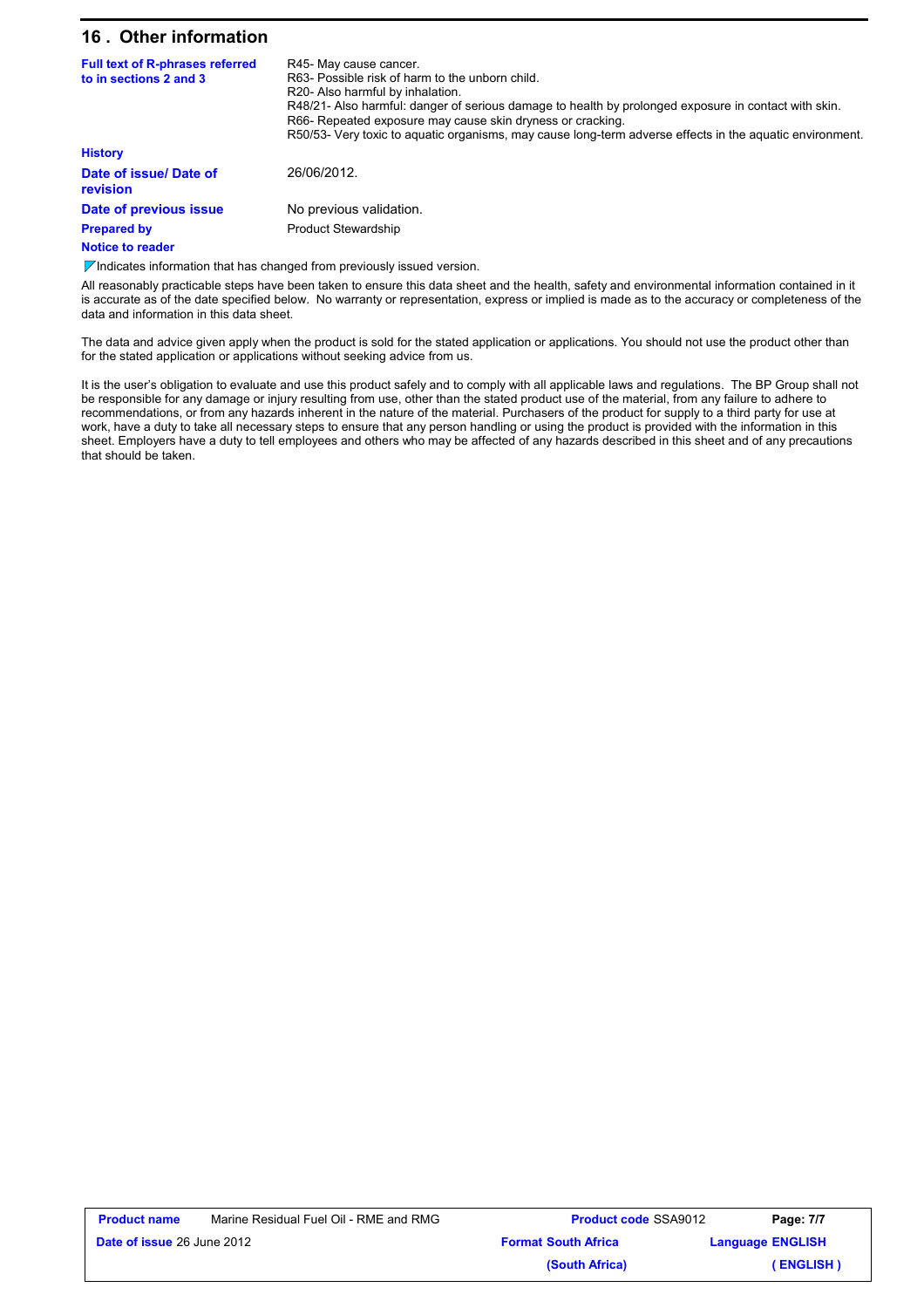## 16 . Other information

**Full text of R-phrases referred to in sections 2 and 3**

R45- May cause cancer.
R63- Possible risk of harm to the unborn child.
R20- Also harmful by inhalation.
R48/21- Also harmful: danger of serious damage to health by prolonged exposure in contact with skin.
R66- Repeated exposure may cause skin dryness or cracking.
R50/53- Very toxic to aquatic organisms, may cause long-term adverse effects in the aquatic environment.

**History**

**Date of issue/ Date of revision** 26/06/2012.

**Date of previous issue** No previous validation.

**Prepared by** Product Stewardship

**Notice to reader**

Indicates information that has changed from previously issued version.

All reasonably practicable steps have been taken to ensure this data sheet and the health, safety and environmental information contained in it is accurate as of the date specified below. No warranty or representation, express or implied is made as to the accuracy or completeness of the data and information in this data sheet.

The data and advice given apply when the product is sold for the stated application or applications. You should not use the product other than for the stated application or applications without seeking advice from us.

It is the user's obligation to evaluate and use this product safely and to comply with all applicable laws and regulations. The BP Group shall not be responsible for any damage or injury resulting from use, other than the stated product use of the material, from any failure to adhere to recommendations, or from any hazards inherent in the nature of the material. Purchasers of the product for supply to a third party for use at work, have a duty to take all necessary steps to ensure that any person handling or using the product is provided with the information in this sheet. Employers have a duty to tell employees and others who may be affected of any hazards described in this sheet and of any precautions that should be taken.